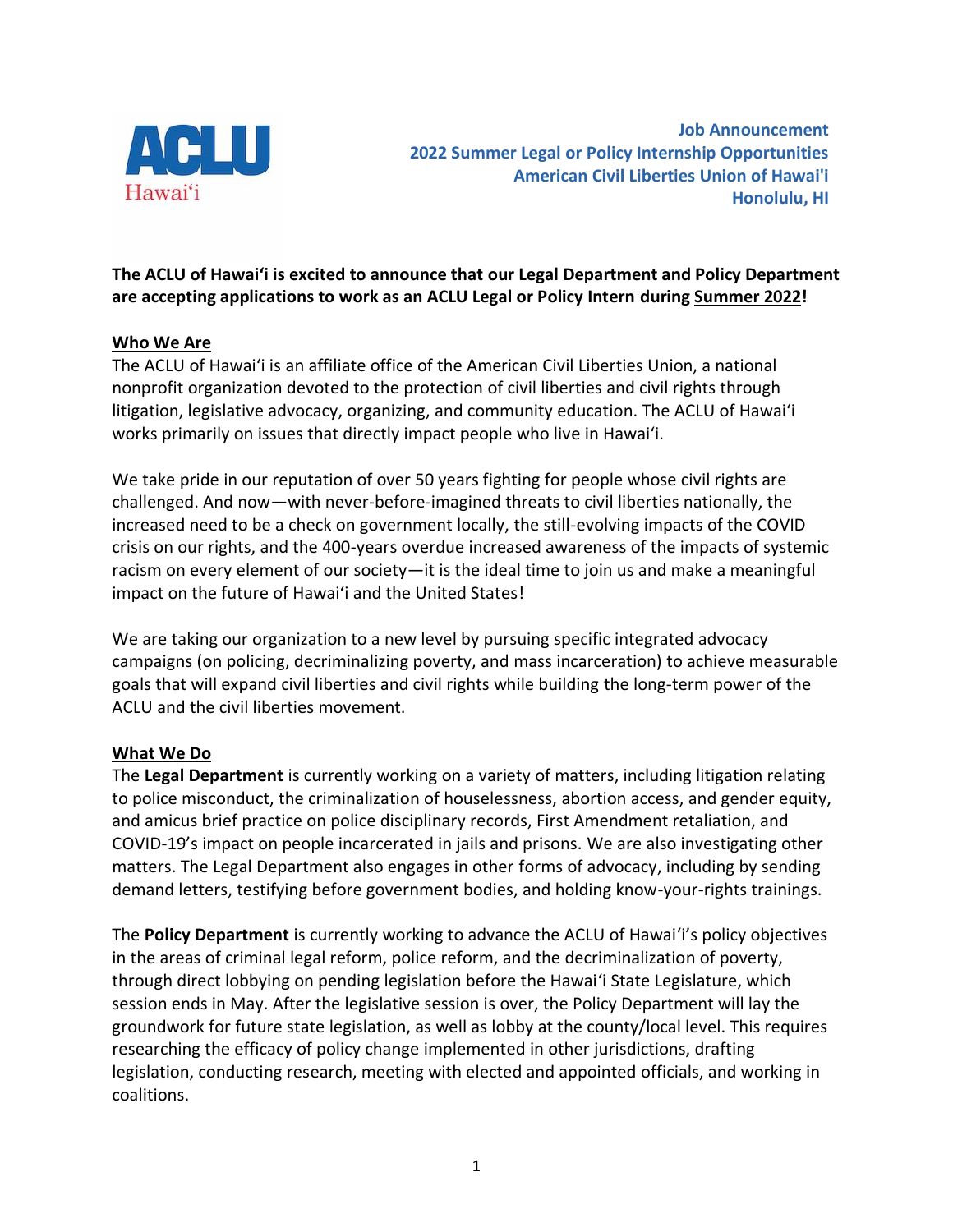**Job Announcement**
**2022 Summer Legal or Policy Internship Opportunities**
**American Civil Liberties Union of Hawai'i**
**Honolulu, HI**

**The ACLU of Hawaiʻi is excited to announce that our Legal Department and Policy Department are accepting applications to work as an ACLU Legal or Policy Intern during Summer 2022!**

## Who We Are

The ACLU of Hawaiʻi is an affiliate office of the American Civil Liberties Union, a national nonprofit organization devoted to the protection of civil liberties and civil rights through litigation, legislative advocacy, organizing, and community education. The ACLU of Hawaiʻi works primarily on issues that directly impact people who live in Hawaiʻi.

We take pride in our reputation of over 50 years fighting for people whose civil rights are challenged. And now—with never-before-imagined threats to civil liberties nationally, the increased need to be a check on government locally, the still-evolving impacts of the COVID crisis on our rights, and the 400-years overdue increased awareness of the impacts of systemic racism on every element of our society—it is the ideal time to join us and make a meaningful impact on the future of Hawaiʻi and the United States!

We are taking our organization to a new level by pursuing specific integrated advocacy campaigns (on policing, decriminalizing poverty, and mass incarceration) to achieve measurable goals that will expand civil liberties and civil rights while building the long-term power of the ACLU and the civil liberties movement.

## What We Do

The **Legal Department** is currently working on a variety of matters, including litigation relating to police misconduct, the criminalization of houselessness, abortion access, and gender equity, and amicus brief practice on police disciplinary records, First Amendment retaliation, and COVID-19's impact on people incarcerated in jails and prisons. We are also investigating other matters. The Legal Department also engages in other forms of advocacy, including by sending demand letters, testifying before government bodies, and holding know-your-rights trainings.

The **Policy Department** is currently working to advance the ACLU of Hawaiʻi's policy objectives in the areas of criminal legal reform, police reform, and the decriminalization of poverty, through direct lobbying on pending legislation before the Hawaiʻi State Legislature, which session ends in May. After the legislative session is over, the Policy Department will lay the groundwork for future state legislation, as well as lobby at the county/local level. This requires researching the efficacy of policy change implemented in other jurisdictions, drafting legislation, conducting research, meeting with elected and appointed officials, and working in coalitions.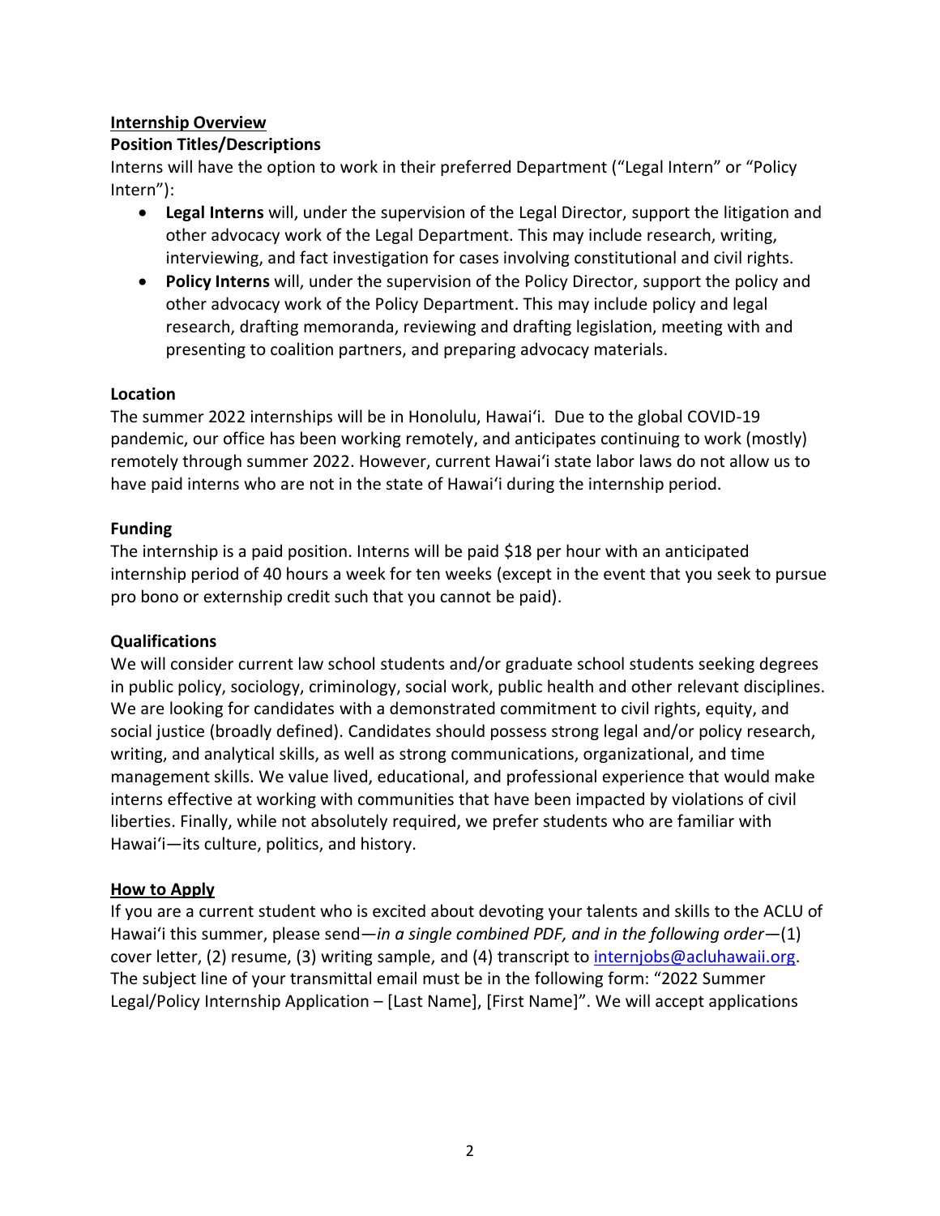## Internship Overview

**Position Titles/Descriptions**

Interns will have the option to work in their preferred Department ("Legal Intern" or "Policy Intern"):

- **Legal Interns** will, under the supervision of the Legal Director, support the litigation and other advocacy work of the Legal Department. This may include research, writing, interviewing, and fact investigation for cases involving constitutional and civil rights.
- **Policy Interns** will, under the supervision of the Policy Director, support the policy and other advocacy work of the Policy Department. This may include policy and legal research, drafting memoranda, reviewing and drafting legislation, meeting with and presenting to coalition partners, and preparing advocacy materials.

**Location**

The summer 2022 internships will be in Honolulu, Hawaiʻi. Due to the global COVID-19 pandemic, our office has been working remotely, and anticipates continuing to work (mostly) remotely through summer 2022. However, current Hawaiʻi state labor laws do not allow us to have paid interns who are not in the state of Hawaiʻi during the internship period.

**Funding**

The internship is a paid position. Interns will be paid $18 per hour with an anticipated internship period of 40 hours a week for ten weeks (except in the event that you seek to pursue pro bono or externship credit such that you cannot be paid).

**Qualifications**

We will consider current law school students and/or graduate school students seeking degrees in public policy, sociology, criminology, social work, public health and other relevant disciplines. We are looking for candidates with a demonstrated commitment to civil rights, equity, and social justice (broadly defined). Candidates should possess strong legal and/or policy research, writing, and analytical skills, as well as strong communications, organizational, and time management skills. We value lived, educational, and professional experience that would make interns effective at working with communities that have been impacted by violations of civil liberties. Finally, while not absolutely required, we prefer students who are familiar with Hawaiʻi—its culture, politics, and history.

## How to Apply

If you are a current student who is excited about devoting your talents and skills to the ACLU of Hawaiʻi this summer, please send—*in a single combined PDF, and in the following order*—(1) cover letter, (2) resume, (3) writing sample, and (4) transcript to internjobs@acluhawaii.org. The subject line of your transmittal email must be in the following form: "2022 Summer Legal/Policy Internship Application – [Last Name], [First Name]". We will accept applications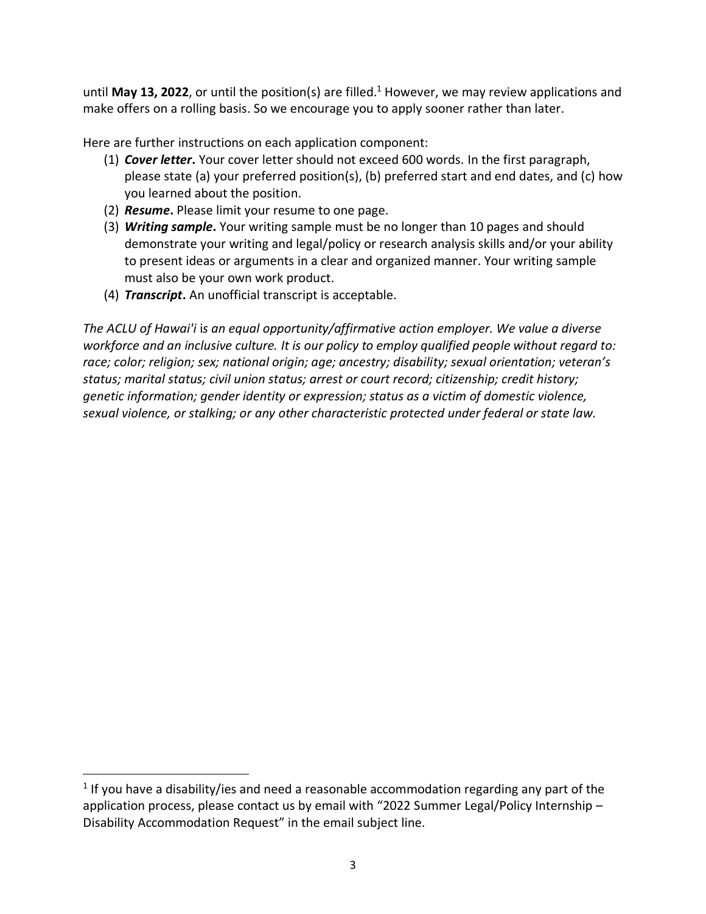until **May 13, 2022**, or until the position(s) are filled.[1] However, we may review applications and make offers on a rolling basis. So we encourage you to apply sooner rather than later.

Here are further instructions on each application component:

1. ***Cover letter*.** Your cover letter should not exceed 600 words. In the first paragraph, please state (a) your preferred position(s), (b) preferred start and end dates, and (c) how you learned about the position.
2. ***Resume*.** Please limit your resume to one page.
3. ***Writing sample*.** Your writing sample must be no longer than 10 pages and should demonstrate your writing and legal/policy or research analysis skills and/or your ability to present ideas or arguments in a clear and organized manner. Your writing sample must also be your own work product.
4. ***Transcript*.** An unofficial transcript is acceptable.

*The ACLU of Hawai'i is an equal opportunity/affirmative action employer. We value a diverse workforce and an inclusive culture. It is our policy to employ qualified people without regard to: race; color; religion; sex; national origin; age; ancestry; disability; sexual orientation; veteran's status; marital status; civil union status; arrest or court record; citizenship; credit history; genetic information; gender identity or expression; status as a victim of domestic violence, sexual violence, or stalking; or any other characteristic protected under federal or state law.*

---

[1] If you have a disability/ies and need a reasonable accommodation regarding any part of the application process, please contact us by email with "2022 Summer Legal/Policy Internship – Disability Accommodation Request" in the email subject line.